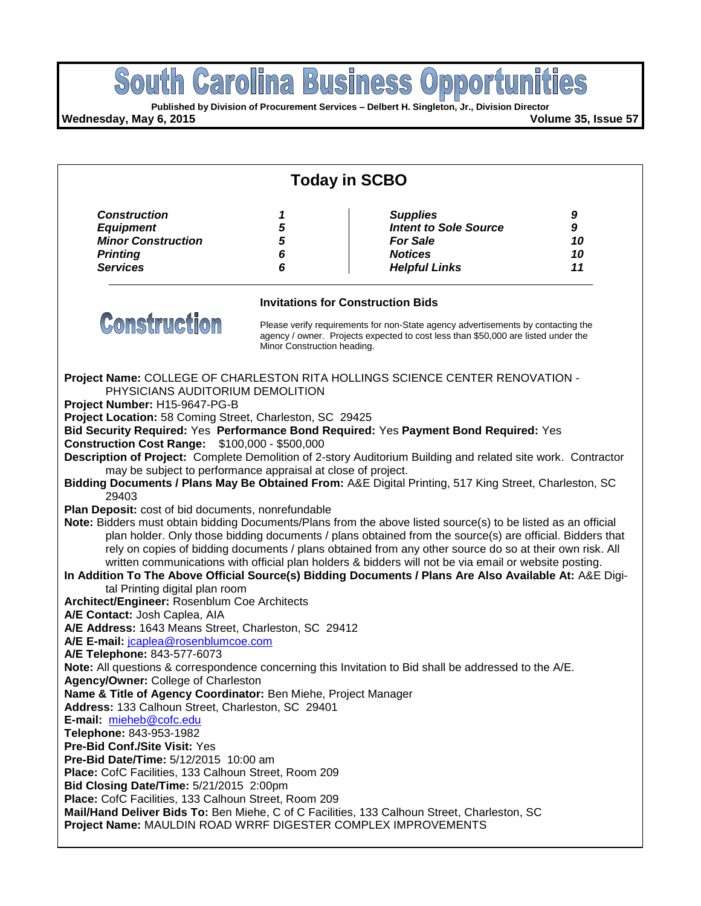# South Carolina Business Opportunities

**Published by Division of Procurement Services – Delbert H. Singleton, Jr., Division Director**

**Wednesday, May 6, 2015** **Volume 35, Issue 57**

## Today in SCBO

| | | | |
|---|---|---|---|
| ***Construction*** | ***1*** | ***Supplies*** | ***9*** |
| ***Equipment*** | ***5*** | ***Intent to Sole Source*** | ***9*** |
| ***Minor Construction*** | ***5*** | ***For Sale*** | ***10*** |
| ***Printing*** | ***6*** | ***Notices*** | ***10*** |
| ***Services*** | ***6*** | ***Helpful Links*** | ***11*** |

## Construction

### Invitations for Construction Bids

Please verify requirements for non-State agency advertisements by contacting the agency / owner. Projects expected to cost less than $50,000 are listed under the Minor Construction heading.

**Project Name:** COLLEGE OF CHARLESTON RITA HOLLINGS SCIENCE CENTER RENOVATION - PHYSICIANS AUDITORIUM DEMOLITION
**Project Number:** H15-9647-PG-B
**Project Location:** 58 Coming Street, Charleston, SC 29425
**Bid Security Required:** Yes **Performance Bond Required:** Yes **Payment Bond Required:** Yes
**Construction Cost Range:** $100,000 - $500,000
**Description of Project:** Complete Demolition of 2-story Auditorium Building and related site work. Contractor may be subject to performance appraisal at close of project.
**Bidding Documents / Plans May Be Obtained From:** A&E Digital Printing, 517 King Street, Charleston, SC 29403
**Plan Deposit:** cost of bid documents, nonrefundable
**Note:** Bidders must obtain bidding Documents/Plans from the above listed source(s) to be listed as an official plan holder. Only those bidding documents / plans obtained from the source(s) are official. Bidders that rely on copies of bidding documents / plans obtained from any other source do so at their own risk. All written communications with official plan holders & bidders will not be via email or website posting.
**In Addition To The Above Official Source(s) Bidding Documents / Plans Are Also Available At:** A&E Digital Printing digital plan room
**Architect/Engineer:** Rosenblum Coe Architects
**A/E Contact:** Josh Caplea, AIA
**A/E Address:** 1643 Means Street, Charleston, SC 29412
**A/E E-mail:** jcaplea@rosenblumcoe.com
**A/E Telephone:** 843-577-6073
**Note:** All questions & correspondence concerning this Invitation to Bid shall be addressed to the A/E.
**Agency/Owner:** College of Charleston
**Name & Title of Agency Coordinator:** Ben Miehe, Project Manager
**Address:** 133 Calhoun Street, Charleston, SC 29401
**E-mail:** mieheb@cofc.edu
**Telephone:** 843-953-1982
**Pre-Bid Conf./Site Visit:** Yes
**Pre-Bid Date/Time:** 5/12/2015 10:00 am
**Place:** CofC Facilities, 133 Calhoun Street, Room 209
**Bid Closing Date/Time:** 5/21/2015 2:00pm
**Place:** CofC Facilities, 133 Calhoun Street, Room 209
**Mail/Hand Deliver Bids To:** Ben Miehe, C of C Facilities, 133 Calhoun Street, Charleston, SC

**Project Name:** MAULDIN ROAD WRRF DIGESTER COMPLEX IMPROVEMENTS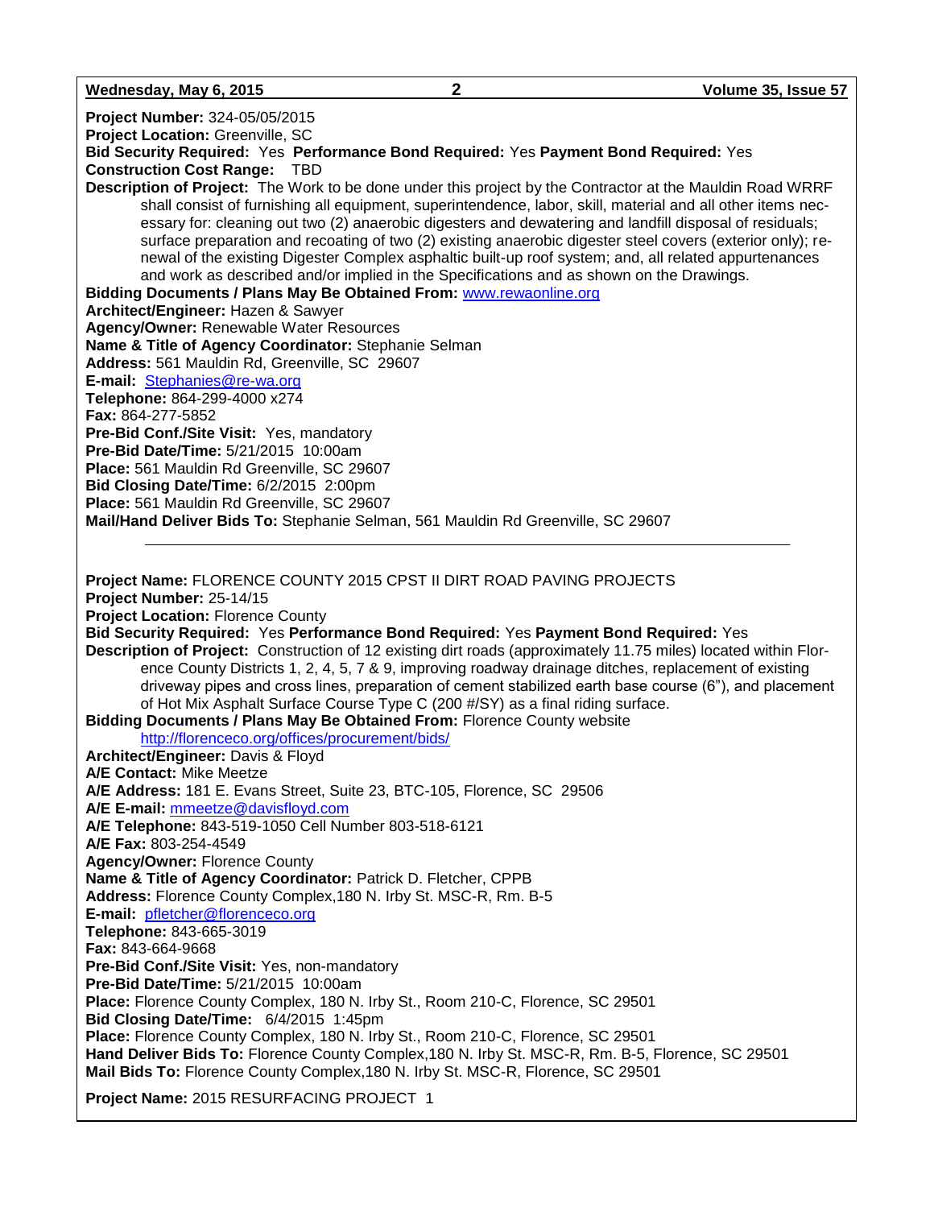**Project Number:** 324-05/05/2015
**Project Location:** Greenville, SC
**Bid Security Required:** Yes **Performance Bond Required:** Yes **Payment Bond Required:** Yes
**Construction Cost Range:** TBD
**Description of Project:** The Work to be done under this project by the Contractor at the Mauldin Road WRRF shall consist of furnishing all equipment, superintendence, labor, skill, material and all other items necessary for: cleaning out two (2) anaerobic digesters and dewatering and landfill disposal of residuals; surface preparation and recoating of two (2) existing anaerobic digester steel covers (exterior only); renewal of the existing Digester Complex asphaltic built-up roof system; and, all related appurtenances and work as described and/or implied in the Specifications and as shown on the Drawings.
**Bidding Documents / Plans May Be Obtained From:** www.rewaonline.org
**Architect/Engineer:** Hazen & Sawyer
**Agency/Owner:** Renewable Water Resources
**Name & Title of Agency Coordinator:** Stephanie Selman
**Address:** 561 Mauldin Rd, Greenville, SC 29607
**E-mail:** Stephanies@re-wa.org
**Telephone:** 864-299-4000 x274
**Fax:** 864-277-5852
**Pre-Bid Conf./Site Visit:** Yes, mandatory
**Pre-Bid Date/Time:** 5/21/2015 10:00am
**Place:** 561 Mauldin Rd Greenville, SC 29607
**Bid Closing Date/Time:** 6/2/2015 2:00pm
**Place:** 561 Mauldin Rd Greenville, SC 29607
**Mail/Hand Deliver Bids To:** Stephanie Selman, 561 Mauldin Rd Greenville, SC 29607

---

**Project Name:** FLORENCE COUNTY 2015 CPST II DIRT ROAD PAVING PROJECTS
**Project Number:** 25-14/15
**Project Location:** Florence County
**Bid Security Required:** Yes **Performance Bond Required:** Yes **Payment Bond Required:** Yes
**Description of Project:** Construction of 12 existing dirt roads (approximately 11.75 miles) located within Florence County Districts 1, 2, 4, 5, 7 & 9, improving roadway drainage ditches, replacement of existing driveway pipes and cross lines, preparation of cement stabilized earth base course (6"), and placement of Hot Mix Asphalt Surface Course Type C (200 #/SY) as a final riding surface.
**Bidding Documents / Plans May Be Obtained From:** Florence County website http://florenceco.org/offices/procurement/bids/
**Architect/Engineer:** Davis & Floyd
**A/E Contact:** Mike Meetze
**A/E Address:** 181 E. Evans Street, Suite 23, BTC-105, Florence, SC 29506
**A/E E-mail:** mmeetze@davisfloyd.com
**A/E Telephone:** 843-519-1050 Cell Number 803-518-6121
**A/E Fax:** 803-254-4549
**Agency/Owner:** Florence County
**Name & Title of Agency Coordinator:** Patrick D. Fletcher, CPPB
**Address:** Florence County Complex,180 N. Irby St. MSC-R, Rm. B-5
**E-mail:** pfletcher@florenceco.org
**Telephone:** 843-665-3019
**Fax:** 843-664-9668
**Pre-Bid Conf./Site Visit:** Yes, non-mandatory
**Pre-Bid Date/Time:** 5/21/2015 10:00am
**Place:** Florence County Complex, 180 N. Irby St., Room 210-C, Florence, SC 29501
**Bid Closing Date/Time:** 6/4/2015 1:45pm
**Place:** Florence County Complex, 180 N. Irby St., Room 210-C, Florence, SC 29501
**Hand Deliver Bids To:** Florence County Complex,180 N. Irby St. MSC-R, Rm. B-5, Florence, SC 29501
**Mail Bids To:** Florence County Complex,180 N. Irby St. MSC-R, Florence, SC 29501

**Project Name:** 2015 RESURFACING PROJECT 1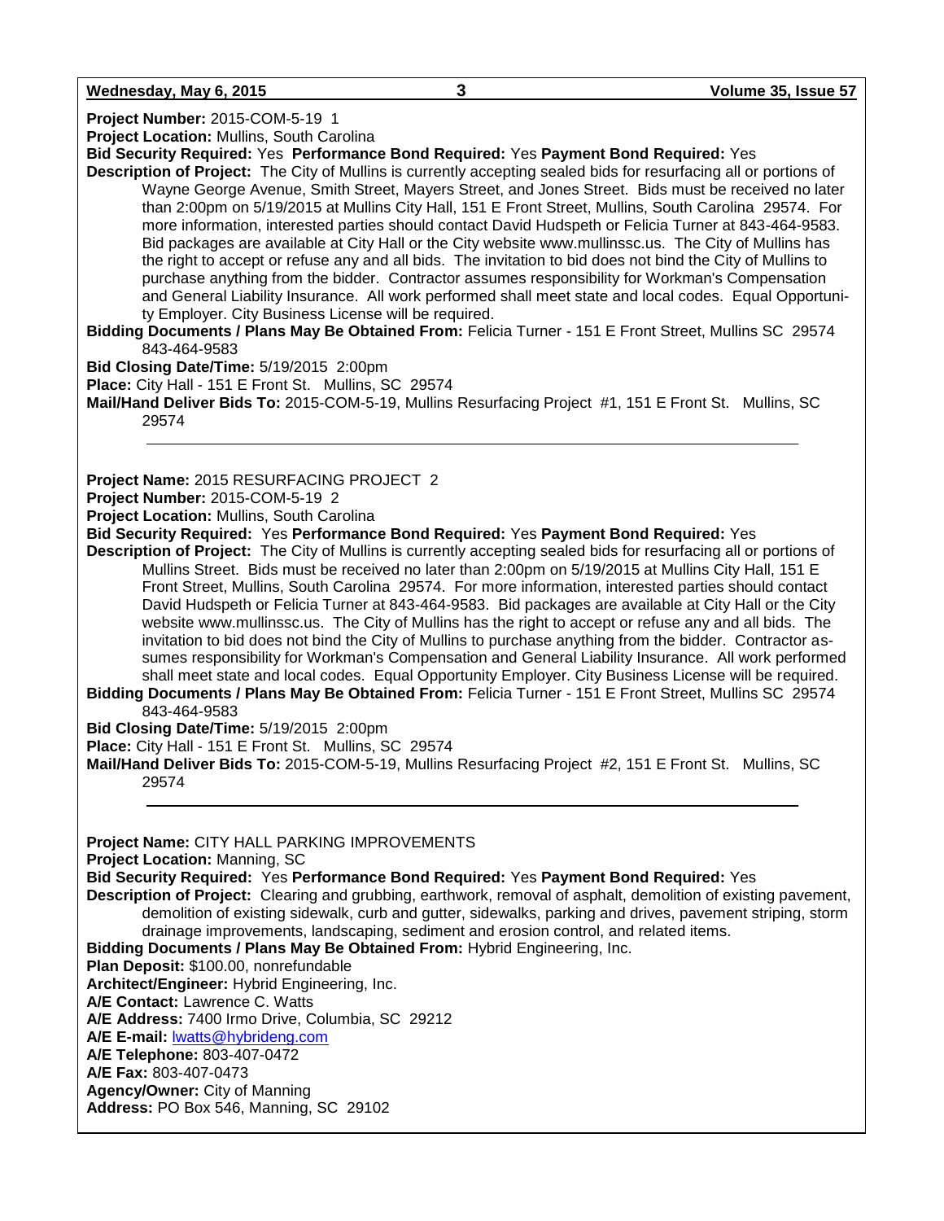**Project Number:** 2015-COM-5-19 1
**Project Location:** Mullins, South Carolina
**Bid Security Required:** Yes **Performance Bond Required:** Yes **Payment Bond Required:** Yes
**Description of Project:** The City of Mullins is currently accepting sealed bids for resurfacing all or portions of Wayne George Avenue, Smith Street, Mayers Street, and Jones Street. Bids must be received no later than 2:00pm on 5/19/2015 at Mullins City Hall, 151 E Front Street, Mullins, South Carolina 29574. For more information, interested parties should contact David Hudspeth or Felicia Turner at 843-464-9583. Bid packages are available at City Hall or the City website www.mullinssc.us. The City of Mullins has the right to accept or refuse any and all bids. The invitation to bid does not bind the City of Mullins to purchase anything from the bidder. Contractor assumes responsibility for Workman's Compensation and General Liability Insurance. All work performed shall meet state and local codes. Equal Opportunity Employer. City Business License will be required.
**Bidding Documents / Plans May Be Obtained From:** Felicia Turner - 151 E Front Street, Mullins SC 29574 843-464-9583
**Bid Closing Date/Time:** 5/19/2015 2:00pm
**Place:** City Hall - 151 E Front St. Mullins, SC 29574
**Mail/Hand Deliver Bids To:** 2015-COM-5-19, Mullins Resurfacing Project #1, 151 E Front St. Mullins, SC 29574

---

**Project Name:** 2015 RESURFACING PROJECT 2
**Project Number:** 2015-COM-5-19 2
**Project Location:** Mullins, South Carolina
**Bid Security Required:** Yes **Performance Bond Required:** Yes **Payment Bond Required:** Yes
**Description of Project:** The City of Mullins is currently accepting sealed bids for resurfacing all or portions of Mullins Street. Bids must be received no later than 2:00pm on 5/19/2015 at Mullins City Hall, 151 E Front Street, Mullins, South Carolina 29574. For more information, interested parties should contact David Hudspeth or Felicia Turner at 843-464-9583. Bid packages are available at City Hall or the City website www.mullinssc.us. The City of Mullins has the right to accept or refuse any and all bids. The invitation to bid does not bind the City of Mullins to purchase anything from the bidder. Contractor assumes responsibility for Workman's Compensation and General Liability Insurance. All work performed shall meet state and local codes. Equal Opportunity Employer. City Business License will be required.
**Bidding Documents / Plans May Be Obtained From:** Felicia Turner - 151 E Front Street, Mullins SC 29574 843-464-9583
**Bid Closing Date/Time:** 5/19/2015 2:00pm
**Place:** City Hall - 151 E Front St. Mullins, SC 29574
**Mail/Hand Deliver Bids To:** 2015-COM-5-19, Mullins Resurfacing Project #2, 151 E Front St. Mullins, SC 29574

---

**Project Name:** CITY HALL PARKING IMPROVEMENTS
**Project Location:** Manning, SC
**Bid Security Required:** Yes **Performance Bond Required:** Yes **Payment Bond Required:** Yes
**Description of Project:** Clearing and grubbing, earthwork, removal of asphalt, demolition of existing pavement, demolition of existing sidewalk, curb and gutter, sidewalks, parking and drives, pavement striping, storm drainage improvements, landscaping, sediment and erosion control, and related items.
**Bidding Documents / Plans May Be Obtained From:** Hybrid Engineering, Inc.
**Plan Deposit:** $100.00, nonrefundable
**Architect/Engineer:** Hybrid Engineering, Inc.
**A/E Contact:** Lawrence C. Watts
**A/E Address:** 7400 Irmo Drive, Columbia, SC 29212
**A/E E-mail:** lwatts@hybrideng.com
**A/E Telephone:** 803-407-0472
**A/E Fax:** 803-407-0473
**Agency/Owner:** City of Manning
**Address:** PO Box 546, Manning, SC 29102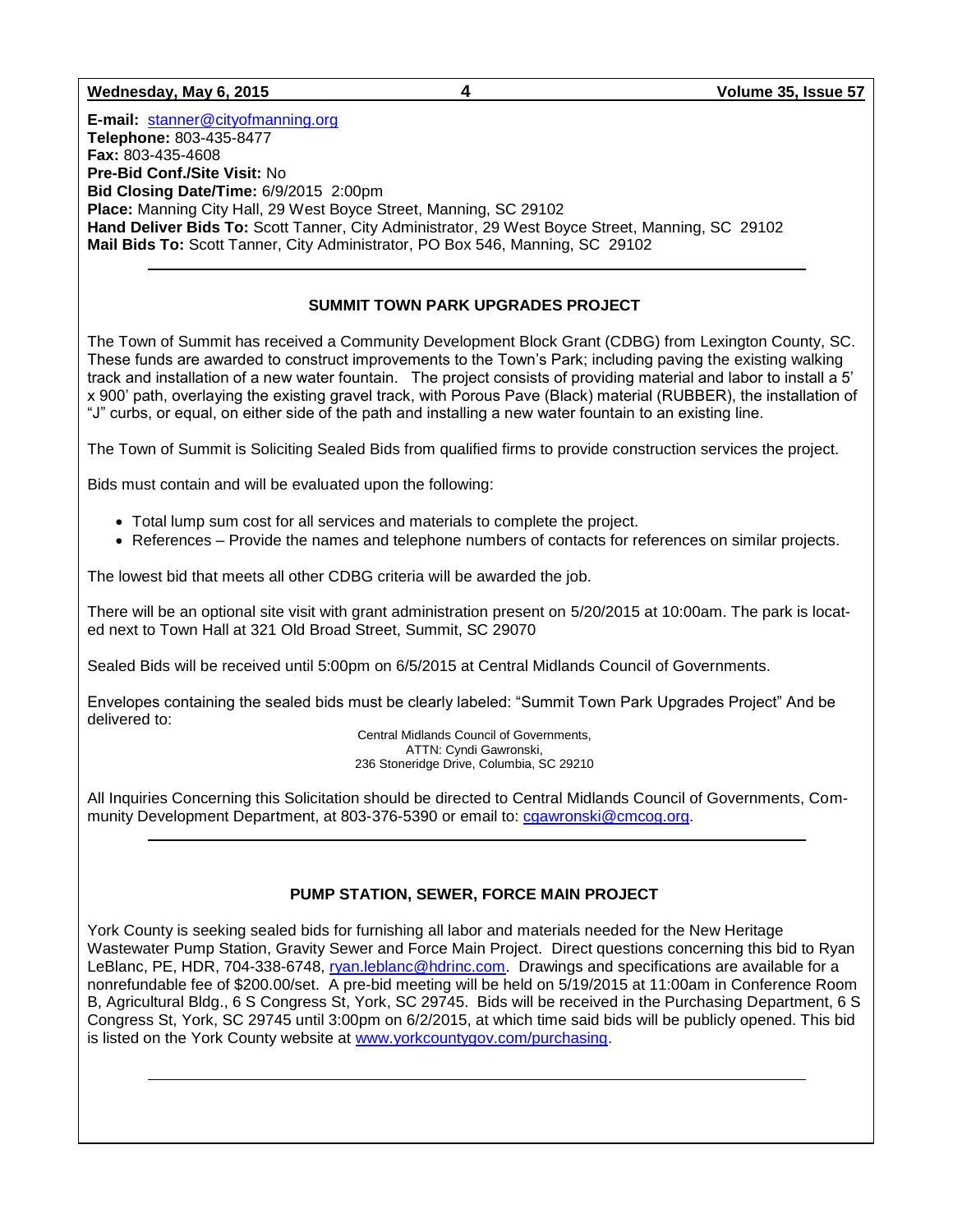**E-mail:** stanner@cityofmanning.org
**Telephone:** 803-435-8477
**Fax:** 803-435-4608
**Pre-Bid Conf./Site Visit:** No
**Bid Closing Date/Time:** 6/9/2015 2:00pm
**Place:** Manning City Hall, 29 West Boyce Street, Manning, SC 29102
**Hand Deliver Bids To:** Scott Tanner, City Administrator, 29 West Boyce Street, Manning, SC 29102
**Mail Bids To:** Scott Tanner, City Administrator, PO Box 546, Manning, SC 29102

---

## SUMMIT TOWN PARK UPGRADES PROJECT

The Town of Summit has received a Community Development Block Grant (CDBG) from Lexington County, SC. These funds are awarded to construct improvements to the Town's Park; including paving the existing walking track and installation of a new water fountain. The project consists of providing material and labor to install a 5' x 900' path, overlaying the existing gravel track, with Porous Pave (Black) material (RUBBER), the installation of "J" curbs, or equal, on either side of the path and installing a new water fountain to an existing line.

The Town of Summit is Soliciting Sealed Bids from qualified firms to provide construction services the project.

Bids must contain and will be evaluated upon the following:

- Total lump sum cost for all services and materials to complete the project.
- References – Provide the names and telephone numbers of contacts for references on similar projects.

The lowest bid that meets all other CDBG criteria will be awarded the job.

There will be an optional site visit with grant administration present on 5/20/2015 at 10:00am. The park is located next to Town Hall at 321 Old Broad Street, Summit, SC 29070

Sealed Bids will be received until 5:00pm on 6/5/2015 at Central Midlands Council of Governments.

Envelopes containing the sealed bids must be clearly labeled: "Summit Town Park Upgrades Project" And be delivered to:

Central Midlands Council of Governments,
ATTN: Cyndi Gawronski,
236 Stoneridge Drive, Columbia, SC 29210

All Inquiries Concerning this Solicitation should be directed to Central Midlands Council of Governments, Community Development Department, at 803-376-5390 or email to: cgawronski@cmcog.org.

---

## PUMP STATION, SEWER, FORCE MAIN PROJECT

York County is seeking sealed bids for furnishing all labor and materials needed for the New Heritage Wastewater Pump Station, Gravity Sewer and Force Main Project. Direct questions concerning this bid to Ryan LeBlanc, PE, HDR, 704-338-6748, ryan.leblanc@hdrinc.com. Drawings and specifications are available for a nonrefundable fee of $200.00/set. A pre-bid meeting will be held on 5/19/2015 at 11:00am in Conference Room B, Agricultural Bldg., 6 S Congress St, York, SC 29745. Bids will be received in the Purchasing Department, 6 S Congress St, York, SC 29745 until 3:00pm on 6/2/2015, at which time said bids will be publicly opened. This bid is listed on the York County website at www.yorkcountygov.com/purchasing.

---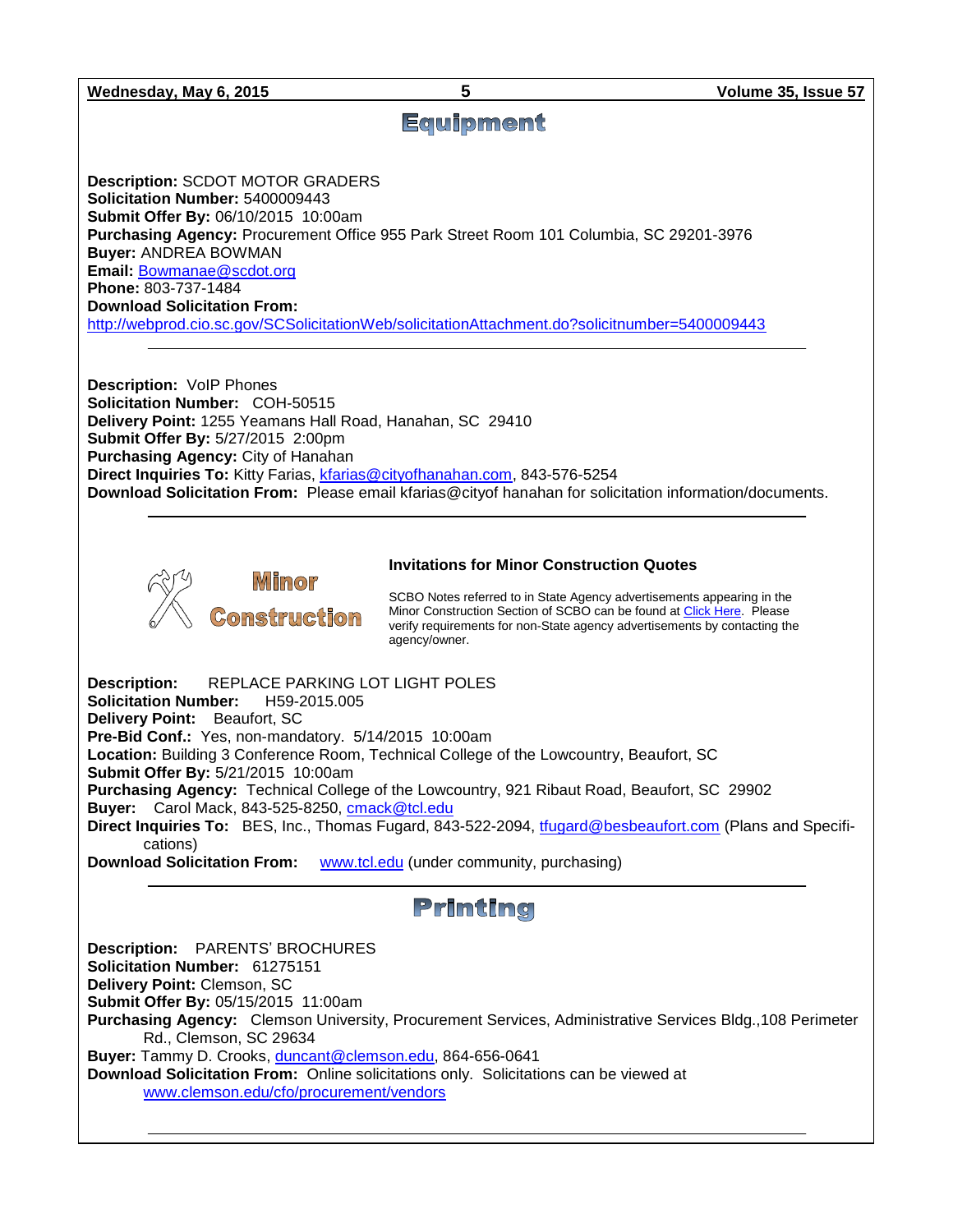## Equipment

**Description:** SCDOT MOTOR GRADERS
**Solicitation Number:** 5400009443
**Submit Offer By:** 06/10/2015 10:00am
**Purchasing Agency:** Procurement Office 955 Park Street Room 101 Columbia, SC 29201-3976
**Buyer:** ANDREA BOWMAN
**Email:** Bowmanae@scdot.org
**Phone:** 803-737-1484
**Download Solicitation From:**
http://webprod.cio.sc.gov/SCSolicitationWeb/solicitationAttachment.do?solicitnumber=5400009443

---

**Description:** VoIP Phones
**Solicitation Number:** COH-50515
**Delivery Point:** 1255 Yeamans Hall Road, Hanahan, SC 29410
**Submit Offer By:** 5/27/2015 2:00pm
**Purchasing Agency:** City of Hanahan
**Direct Inquiries To:** Kitty Farias, kfarias@cityofhanahan.com, 843-576-5254
**Download Solicitation From:** Please email kfarias@cityof hanahan for solicitation information/documents.

---

## Minor Construction

### Invitations for Minor Construction Quotes

SCBO Notes referred to in State Agency advertisements appearing in the Minor Construction Section of SCBO can be found at Click Here. Please verify requirements for non-State agency advertisements by contacting the agency/owner.

**Description:** REPLACE PARKING LOT LIGHT POLES
**Solicitation Number:** H59-2015.005
**Delivery Point:** Beaufort, SC
**Pre-Bid Conf.:** Yes, non-mandatory. 5/14/2015 10:00am
**Location:** Building 3 Conference Room, Technical College of the Lowcountry, Beaufort, SC
**Submit Offer By:** 5/21/2015 10:00am
**Purchasing Agency:** Technical College of the Lowcountry, 921 Ribaut Road, Beaufort, SC 29902
**Buyer:** Carol Mack, 843-525-8250, cmack@tcl.edu
**Direct Inquiries To:** BES, Inc., Thomas Fugard, 843-522-2094, tfugard@besbeaufort.com (Plans and Specifications)
**Download Solicitation From:** www.tcl.edu (under community, purchasing)

---

## Printing

**Description:** PARENTS' BROCHURES
**Solicitation Number:** 61275151
**Delivery Point:** Clemson, SC
**Submit Offer By:** 05/15/2015 11:00am
**Purchasing Agency:** Clemson University, Procurement Services, Administrative Services Bldg.,108 Perimeter Rd., Clemson, SC 29634
**Buyer:** Tammy D. Crooks, duncant@clemson.edu, 864-656-0641
**Download Solicitation From:** Online solicitations only. Solicitations can be viewed at www.clemson.edu/cfo/procurement/vendors

---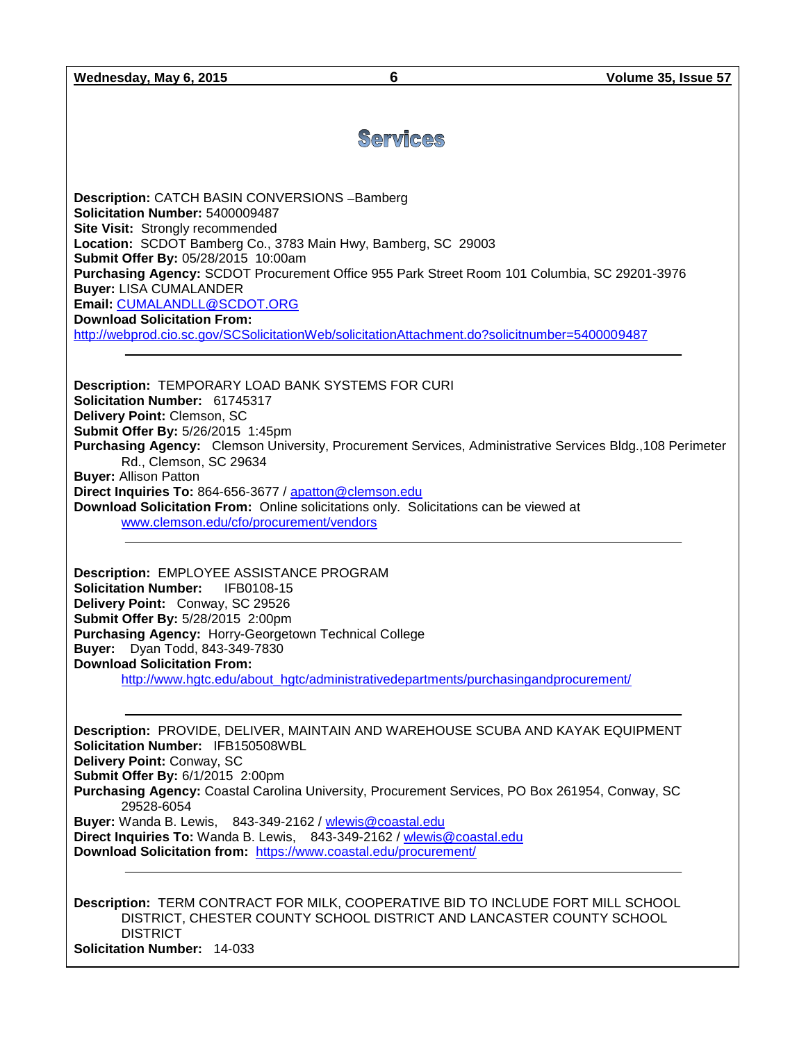# Services

**Description:** CATCH BASIN CONVERSIONS –Bamberg
**Solicitation Number:** 5400009487
**Site Visit:** Strongly recommended
**Location:** SCDOT Bamberg Co., 3783 Main Hwy, Bamberg, SC 29003
**Submit Offer By:** 05/28/2015 10:00am
**Purchasing Agency:** SCDOT Procurement Office 955 Park Street Room 101 Columbia, SC 29201-3976
**Buyer:** LISA CUMALANDER
**Email:** CUMALANDLL@SCDOT.ORG
**Download Solicitation From:**
http://webprod.cio.sc.gov/SCSolicitationWeb/solicitationAttachment.do?solicitnumber=5400009487

---

**Description:** TEMPORARY LOAD BANK SYSTEMS FOR CURI
**Solicitation Number:** 61745317
**Delivery Point:** Clemson, SC
**Submit Offer By:** 5/26/2015 1:45pm
**Purchasing Agency:** Clemson University, Procurement Services, Administrative Services Bldg.,108 Perimeter Rd., Clemson, SC 29634
**Buyer:** Allison Patton
**Direct Inquiries To:** 864-656-3677 / apatton@clemson.edu
**Download Solicitation From:** Online solicitations only. Solicitations can be viewed at www.clemson.edu/cfo/procurement/vendors

---

**Description:** EMPLOYEE ASSISTANCE PROGRAM
**Solicitation Number:** IFB0108-15
**Delivery Point:** Conway, SC 29526
**Submit Offer By:** 5/28/2015 2:00pm
**Purchasing Agency:** Horry-Georgetown Technical College
**Buyer:** Dyan Todd, 843-349-7830
**Download Solicitation From:**
http://www.hgtc.edu/about_hgtc/administrativedepartments/purchasingandprocurement/

---

**Description:** PROVIDE, DELIVER, MAINTAIN AND WAREHOUSE SCUBA AND KAYAK EQUIPMENT
**Solicitation Number:** IFB150508WBL
**Delivery Point:** Conway, SC
**Submit Offer By:** 6/1/2015 2:00pm
**Purchasing Agency:** Coastal Carolina University, Procurement Services, PO Box 261954, Conway, SC 29528-6054
**Buyer:** Wanda B. Lewis, 843-349-2162 / wlewis@coastal.edu
**Direct Inquiries To:** Wanda B. Lewis, 843-349-2162 / wlewis@coastal.edu
**Download Solicitation from:** https://www.coastal.edu/procurement/

---

**Description:** TERM CONTRACT FOR MILK, COOPERATIVE BID TO INCLUDE FORT MILL SCHOOL DISTRICT, CHESTER COUNTY SCHOOL DISTRICT AND LANCASTER COUNTY SCHOOL DISTRICT
**Solicitation Number:** 14-033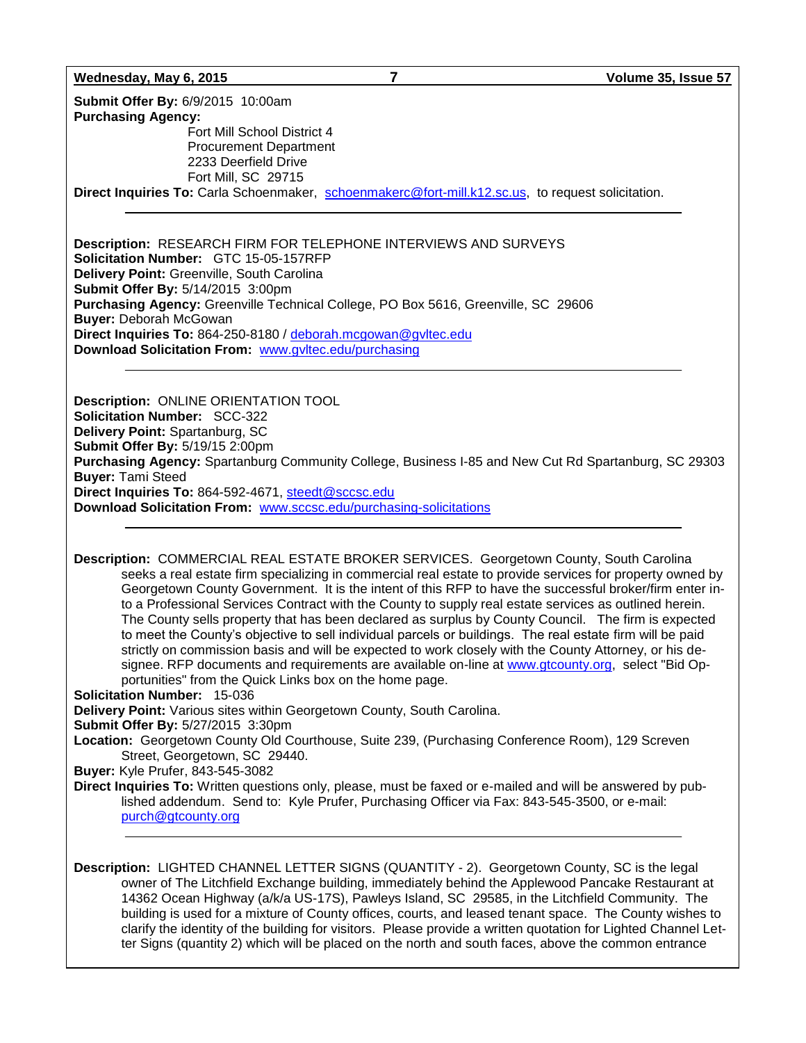**Submit Offer By:** 6/9/2015 10:00am
**Purchasing Agency:**
Fort Mill School District 4
Procurement Department
2233 Deerfield Drive
Fort Mill, SC 29715
**Direct Inquiries To:** Carla Schoenmaker, schoenmakerc@fort-mill.k12.sc.us, to request solicitation.

---

**Description:** RESEARCH FIRM FOR TELEPHONE INTERVIEWS AND SURVEYS
**Solicitation Number:** GTC 15-05-157RFP
**Delivery Point:** Greenville, South Carolina
**Submit Offer By:** 5/14/2015 3:00pm
**Purchasing Agency:** Greenville Technical College, PO Box 5616, Greenville, SC 29606
**Buyer:** Deborah McGowan
**Direct Inquiries To:** 864-250-8180 / deborah.mcgowan@gvltec.edu
**Download Solicitation From:** www.gvltec.edu/purchasing

---

**Description:** ONLINE ORIENTATION TOOL
**Solicitation Number:** SCC-322
**Delivery Point:** Spartanburg, SC
**Submit Offer By:** 5/19/15 2:00pm
**Purchasing Agency:** Spartanburg Community College, Business I-85 and New Cut Rd Spartanburg, SC 29303
**Buyer:** Tami Steed
**Direct Inquiries To:** 864-592-4671, steedt@sccsc.edu
**Download Solicitation From:** www.sccsc.edu/purchasing-solicitations

---

**Description:** COMMERCIAL REAL ESTATE BROKER SERVICES. Georgetown County, South Carolina seeks a real estate firm specializing in commercial real estate to provide services for property owned by Georgetown County Government. It is the intent of this RFP to have the successful broker/firm enter into a Professional Services Contract with the County to supply real estate services as outlined herein. The County sells property that has been declared as surplus by County Council. The firm is expected to meet the County's objective to sell individual parcels or buildings. The real estate firm will be paid strictly on commission basis and will be expected to work closely with the County Attorney, or his designee. RFP documents and requirements are available on-line at www.gtcounty.org, select "Bid Opportunities" from the Quick Links box on the home page.
**Solicitation Number:** 15-036
**Delivery Point:** Various sites within Georgetown County, South Carolina.
**Submit Offer By:** 5/27/2015 3:30pm
**Location:** Georgetown County Old Courthouse, Suite 239, (Purchasing Conference Room), 129 Screven Street, Georgetown, SC 29440.
**Buyer:** Kyle Prufer, 843-545-3082
**Direct Inquiries To:** Written questions only, please, must be faxed or e-mailed and will be answered by published addendum. Send to: Kyle Prufer, Purchasing Officer via Fax: 843-545-3500, or e-mail: purch@gtcounty.org

---

**Description:** LIGHTED CHANNEL LETTER SIGNS (QUANTITY - 2). Georgetown County, SC is the legal owner of The Litchfield Exchange building, immediately behind the Applewood Pancake Restaurant at 14362 Ocean Highway (a/k/a US-17S), Pawleys Island, SC 29585, in the Litchfield Community. The building is used for a mixture of County offices, courts, and leased tenant space. The County wishes to clarify the identity of the building for visitors. Please provide a written quotation for Lighted Channel Letter Signs (quantity 2) which will be placed on the north and south faces, above the common entrance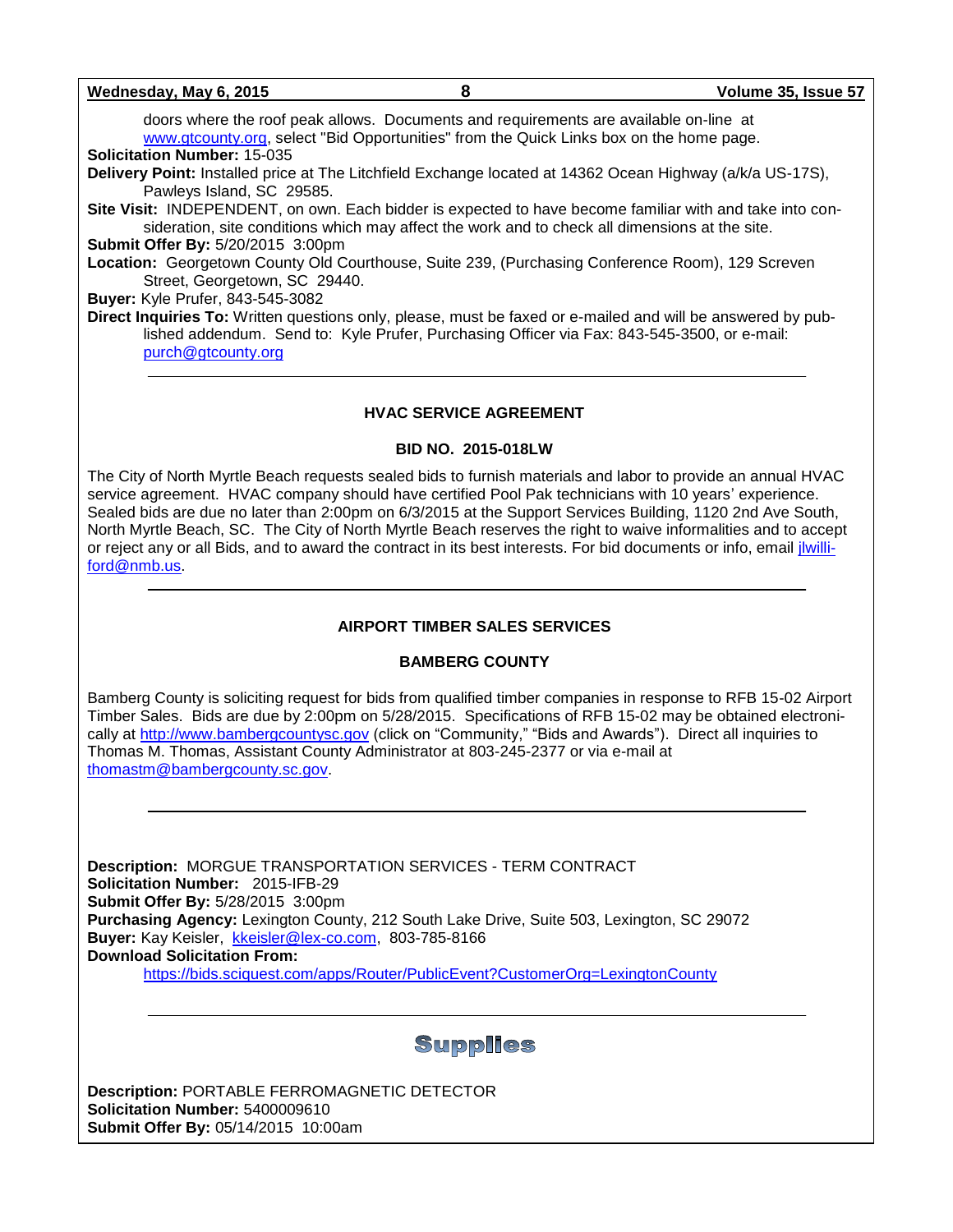doors where the roof peak allows. Documents and requirements are available on-line at www.gtcounty.org, select "Bid Opportunities" from the Quick Links box on the home page.

**Solicitation Number:** 15-035

**Delivery Point:** Installed price at The Litchfield Exchange located at 14362 Ocean Highway (a/k/a US-17S), Pawleys Island, SC 29585.

**Site Visit:** INDEPENDENT, on own. Each bidder is expected to have become familiar with and take into consideration, site conditions which may affect the work and to check all dimensions at the site.

**Submit Offer By:** 5/20/2015 3:00pm

**Location:** Georgetown County Old Courthouse, Suite 239, (Purchasing Conference Room), 129 Screven Street, Georgetown, SC 29440.

**Buyer:** Kyle Prufer, 843-545-3082

**Direct Inquiries To:** Written questions only, please, must be faxed or e-mailed and will be answered by published addendum. Send to: Kyle Prufer, Purchasing Officer via Fax: 843-545-3500, or e-mail: purch@gtcounty.org

---

**HVAC SERVICE AGREEMENT**

**BID NO. 2015-018LW**

The City of North Myrtle Beach requests sealed bids to furnish materials and labor to provide an annual HVAC service agreement. HVAC company should have certified Pool Pak technicians with 10 years' experience. Sealed bids are due no later than 2:00pm on 6/3/2015 at the Support Services Building, 1120 2nd Ave South, North Myrtle Beach, SC. The City of North Myrtle Beach reserves the right to waive informalities and to accept or reject any or all Bids, and to award the contract in its best interests. For bid documents or info, email jlwilliford@nmb.us.

---

**AIRPORT TIMBER SALES SERVICES**

**BAMBERG COUNTY**

Bamberg County is soliciting request for bids from qualified timber companies in response to RFB 15-02 Airport Timber Sales. Bids are due by 2:00pm on 5/28/2015. Specifications of RFB 15-02 may be obtained electronically at http://www.bambergcountysc.gov (click on "Community," "Bids and Awards"). Direct all inquiries to Thomas M. Thomas, Assistant County Administrator at 803-245-2377 or via e-mail at thomastm@bambergcounty.sc.gov.

---

**Description:** MORGUE TRANSPORTATION SERVICES - TERM CONTRACT

**Solicitation Number:** 2015-IFB-29

**Submit Offer By:** 5/28/2015 3:00pm

**Purchasing Agency:** Lexington County, 212 South Lake Drive, Suite 503, Lexington, SC 29072

**Buyer:** Kay Keisler, kkeisler@lex-co.com, 803-785-8166

**Download Solicitation From:**

https://bids.sciquest.com/apps/Router/PublicEvent?CustomerOrg=LexingtonCounty

---

## Supplies

**Description:** PORTABLE FERROMAGNETIC DETECTOR

**Solicitation Number:** 5400009610

**Submit Offer By:** 05/14/2015 10:00am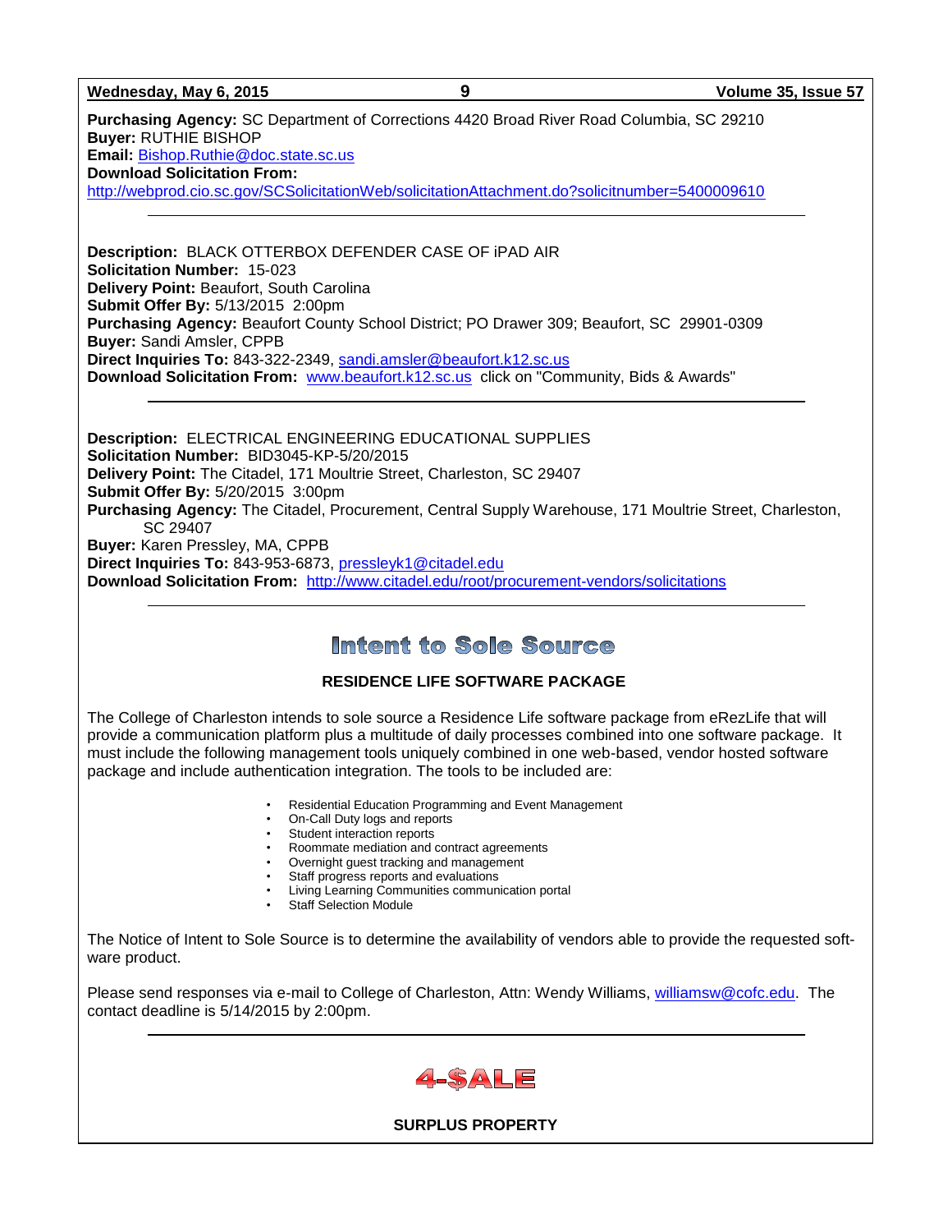**Purchasing Agency:** SC Department of Corrections 4420 Broad River Road Columbia, SC 29210
**Buyer:** RUTHIE BISHOP
**Email:** Bishop.Ruthie@doc.state.sc.us
**Download Solicitation From:**
http://webprod.cio.sc.gov/SCSolicitationWeb/solicitationAttachment.do?solicitnumber=5400009610

---

**Description:** BLACK OTTERBOX DEFENDER CASE OF iPAD AIR
**Solicitation Number:** 15-023
**Delivery Point:** Beaufort, South Carolina
**Submit Offer By:** 5/13/2015 2:00pm
**Purchasing Agency:** Beaufort County School District; PO Drawer 309; Beaufort, SC 29901-0309
**Buyer:** Sandi Amsler, CPPB
**Direct Inquiries To:** 843-322-2349, sandi.amsler@beaufort.k12.sc.us
**Download Solicitation From:** www.beaufort.k12.sc.us click on "Community, Bids & Awards"

---

**Description:** ELECTRICAL ENGINEERING EDUCATIONAL SUPPLIES
**Solicitation Number:** BID3045-KP-5/20/2015
**Delivery Point:** The Citadel, 171 Moultrie Street, Charleston, SC 29407
**Submit Offer By:** 5/20/2015 3:00pm
**Purchasing Agency:** The Citadel, Procurement, Central Supply Warehouse, 171 Moultrie Street, Charleston, SC 29407
**Buyer:** Karen Pressley, MA, CPPB
**Direct Inquiries To:** 843-953-6873, pressleyk1@citadel.edu
**Download Solicitation From:** http://www.citadel.edu/root/procurement-vendors/solicitations

---

# Intent to Sole Source

**RESIDENCE LIFE SOFTWARE PACKAGE**

The College of Charleston intends to sole source a Residence Life software package from eRezLife that will provide a communication platform plus a multitude of daily processes combined into one software package. It must include the following management tools uniquely combined in one web-based, vendor hosted software package and include authentication integration. The tools to be included are:

- Residential Education Programming and Event Management
- On-Call Duty logs and reports
- Student interaction reports
- Roommate mediation and contract agreements
- Overnight guest tracking and management
- Staff progress reports and evaluations
- Living Learning Communities communication portal
- Staff Selection Module

The Notice of Intent to Sole Source is to determine the availability of vendors able to provide the requested software product.

Please send responses via e-mail to College of Charleston, Attn: Wendy Williams, williamsw@cofc.edu. The contact deadline is 5/14/2015 by 2:00pm.

---

# 4-$ALE

**SURPLUS PROPERTY**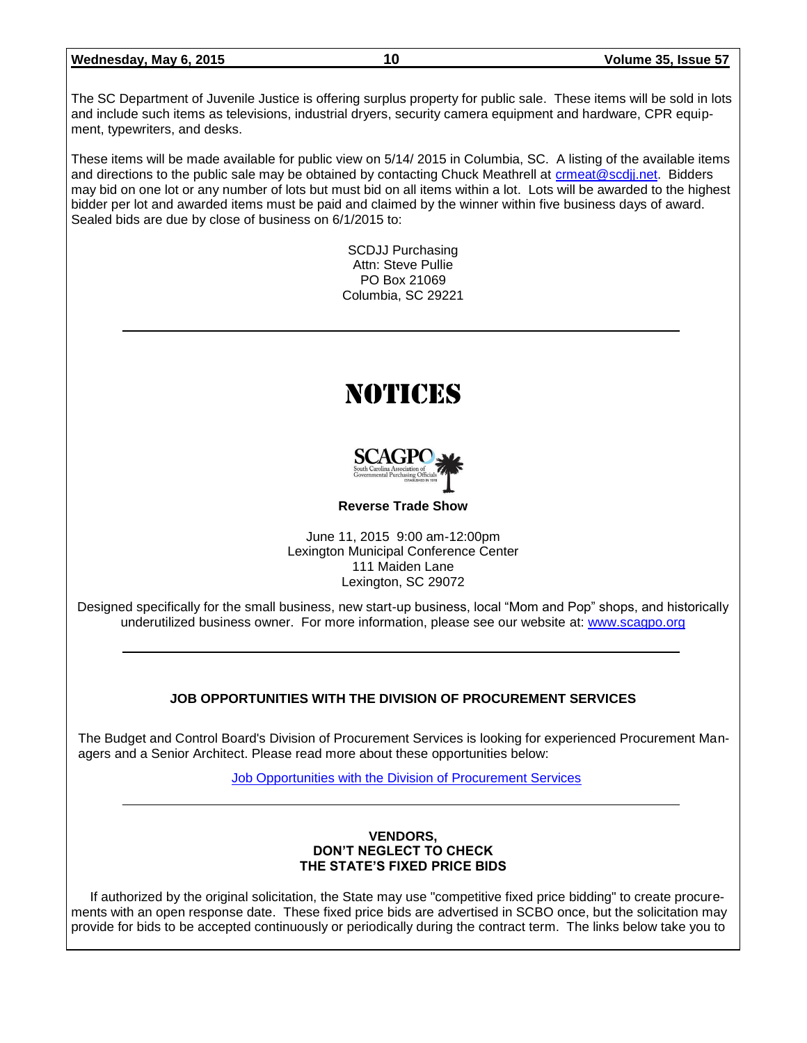The SC Department of Juvenile Justice is offering surplus property for public sale. These items will be sold in lots and include such items as televisions, industrial dryers, security camera equipment and hardware, CPR equipment, typewriters, and desks.

These items will be made available for public view on 5/14/ 2015 in Columbia, SC. A listing of the available items and directions to the public sale may be obtained by contacting Chuck Meathrell at crmeat@scdjj.net. Bidders may bid on one lot or any number of lots but must bid on all items within a lot. Lots will be awarded to the highest bidder per lot and awarded items must be paid and claimed by the winner within five business days of award. Sealed bids are due by close of business on 6/1/2015 to:

SCDJJ Purchasing
Attn: Steve Pullie
PO Box 21069
Columbia, SC 29221

---

# NOTICES

SCAGPO
South Carolina Association of Governmental Purchasing Officials
ESTABLISHED IN 1978

**Reverse Trade Show**

June 11, 2015 9:00 am-12:00pm
Lexington Municipal Conference Center
111 Maiden Lane
Lexington, SC 29072

Designed specifically for the small business, new start-up business, local "Mom and Pop" shops, and historically underutilized business owner. For more information, please see our website at: www.scagpo.org

---

**JOB OPPORTUNITIES WITH THE DIVISION OF PROCUREMENT SERVICES**

The Budget and Control Board's Division of Procurement Services is looking for experienced Procurement Managers and a Senior Architect. Please read more about these opportunities below:

Job Opportunities with the Division of Procurement Services

---

**VENDORS,
DON'T NEGLECT TO CHECK
THE STATE'S FIXED PRICE BIDS**

If authorized by the original solicitation, the State may use "competitive fixed price bidding" to create procurements with an open response date. These fixed price bids are advertised in SCBO once, but the solicitation may provide for bids to be accepted continuously or periodically during the contract term. The links below take you to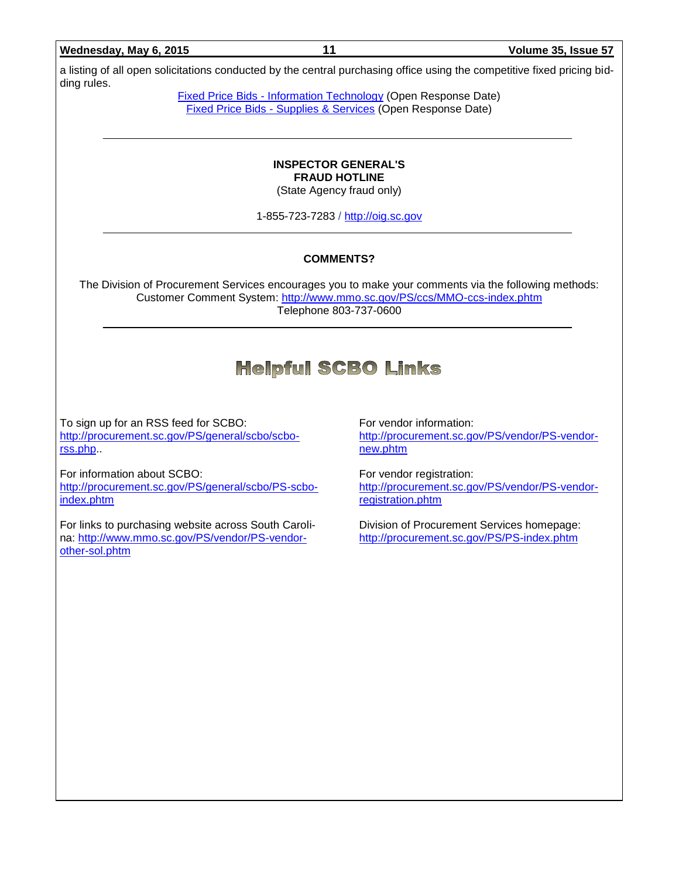a listing of all open solicitations conducted by the central purchasing office using the competitive fixed pricing bidding rules.

Fixed Price Bids - Information Technology (Open Response Date)
Fixed Price Bids - Supplies & Services (Open Response Date)

---

**INSPECTOR GENERAL'S**
**FRAUD HOTLINE**
(State Agency fraud only)

1-855-723-7283 / http://oig.sc.gov

---

**COMMENTS?**

The Division of Procurement Services encourages you to make your comments via the following methods:
Customer Comment System: http://www.mmo.sc.gov/PS/ccs/MMO-ccs-index.phtm
Telephone 803-737-0600

---

# Helpful SCBO Links

To sign up for an RSS feed for SCBO: http://procurement.sc.gov/PS/general/scbo/scbo-rss.php..

For information about SCBO: http://procurement.sc.gov/PS/general/scbo/PS-scbo-index.phtm

For links to purchasing website across South Carolina: http://www.mmo.sc.gov/PS/vendor/PS-vendor-other-sol.phtm

For vendor information: http://procurement.sc.gov/PS/vendor/PS-vendor-new.phtm

For vendor registration: http://procurement.sc.gov/PS/vendor/PS-vendor-registration.phtm

Division of Procurement Services homepage: http://procurement.sc.gov/PS/PS-index.phtm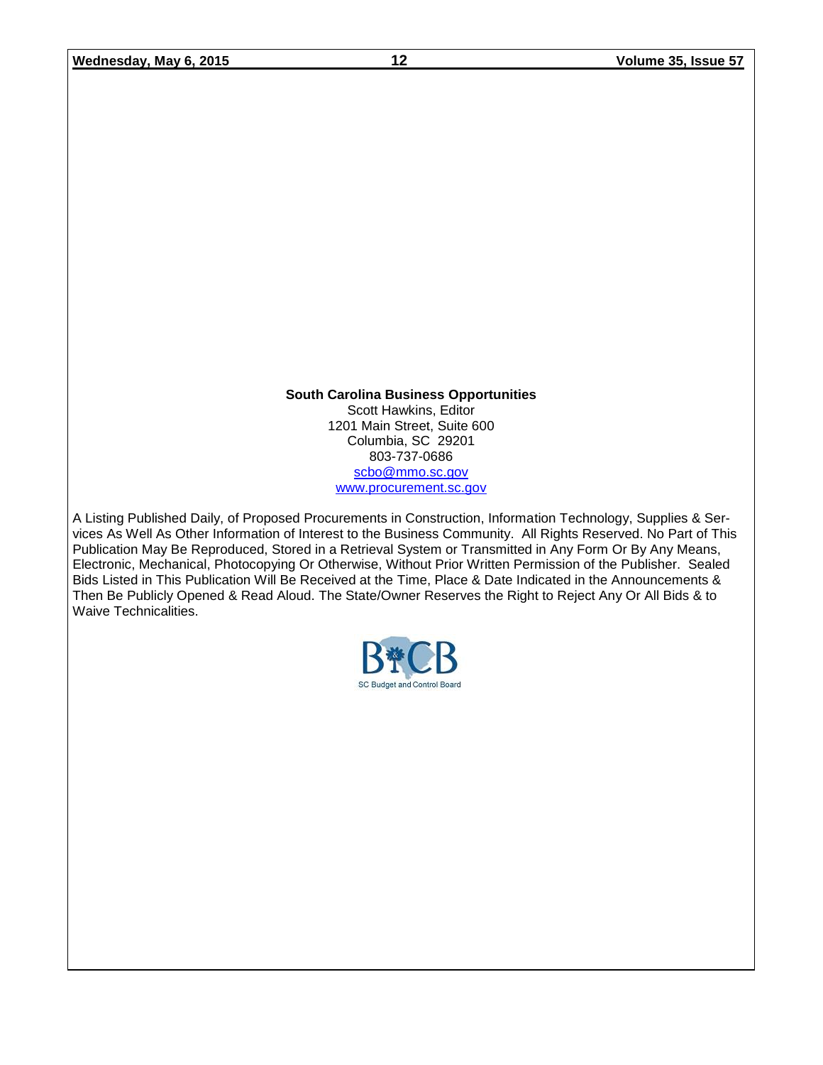**South Carolina Business Opportunities**
Scott Hawkins, Editor
1201 Main Street, Suite 600
Columbia, SC 29201
803-737-0686
scbo@mmo.sc.gov
www.procurement.sc.gov

A Listing Published Daily, of Proposed Procurements in Construction, Information Technology, Supplies & Services As Well As Other Information of Interest to the Business Community. All Rights Reserved. No Part of This Publication May Be Reproduced, Stored in a Retrieval System or Transmitted in Any Form Or By Any Means, Electronic, Mechanical, Photocopying Or Otherwise, Without Prior Written Permission of the Publisher. Sealed Bids Listed in This Publication Will Be Received at the Time, Place & Date Indicated in the Announcements & Then Be Publicly Opened & Read Aloud. The State/Owner Reserves the Right to Reject Any Or All Bids & to Waive Technicalities.

SC Budget and Control Board